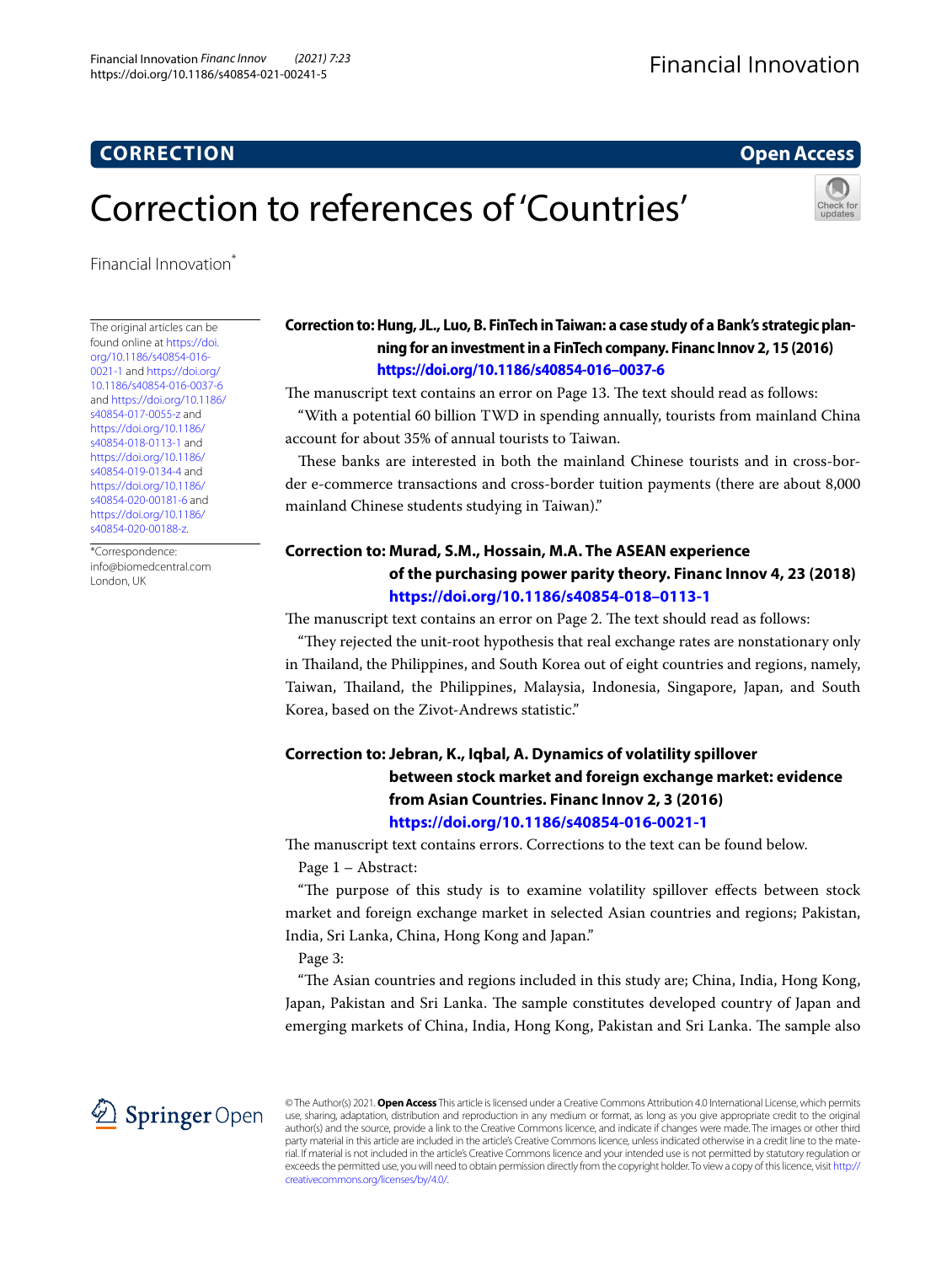**CORRECTION** **Open Access**

# Correction to references of 'Countries'

Financial Innovation*

The original articles can be found online at https://doi.org/10.1186/s40854-016-0021-1 and https://doi.org/10.1186/s40854-016-0037-6 and https://doi.org/10.1186/s40854-017-0055-z and https://doi.org/10.1186/s40854-018-0113-1 and https://doi.org/10.1186/s40854-019-0134-4 and https://doi.org/10.1186/s40854-020-00181-6 and https://doi.org/10.1186/s40854-020-00188-z.

*Correspondence: info@biomedcentral.com
London, UK

## Correction to: Hung, JL., Luo, B. FinTech in Taiwan: a case study of a Bank's strategic planning for an investment in a FinTech company. Financ Innov 2, 15 (2016) https://doi.org/10.1186/s40854-016–0037-6

The manuscript text contains an error on Page 13. The text should read as follows:

"With a potential 60 billion TWD in spending annually, tourists from mainland China account for about 35% of annual tourists to Taiwan.

These banks are interested in both the mainland Chinese tourists and in cross-border e-commerce transactions and cross-border tuition payments (there are about 8,000 mainland Chinese students studying in Taiwan)."

## Correction to: Murad, S.M., Hossain, M.A. The ASEAN experience of the purchasing power parity theory. Financ Innov 4, 23 (2018) https://doi.org/10.1186/s40854-018–0113-1

The manuscript text contains an error on Page 2. The text should read as follows:

"They rejected the unit-root hypothesis that real exchange rates are nonstationary only in Thailand, the Philippines, and South Korea out of eight countries and regions, namely, Taiwan, Thailand, the Philippines, Malaysia, Indonesia, Singapore, Japan, and South Korea, based on the Zivot-Andrews statistic."

## Correction to: Jebran, K., Iqbal, A. Dynamics of volatility spillover between stock market and foreign exchange market: evidence from Asian Countries. Financ Innov 2, 3 (2016) https://doi.org/10.1186/s40854-016-0021-1

The manuscript text contains errors. Corrections to the text can be found below.

Page 1 – Abstract:

"The purpose of this study is to examine volatility spillover effects between stock market and foreign exchange market in selected Asian countries and regions; Pakistan, India, Sri Lanka, China, Hong Kong and Japan."

Page 3:

"The Asian countries and regions included in this study are; China, India, Hong Kong, Japan, Pakistan and Sri Lanka. The sample constitutes developed country of Japan and emerging markets of China, India, Hong Kong, Pakistan and Sri Lanka. The sample also

© The Author(s) 2021. **Open Access** This article is licensed under a Creative Commons Attribution 4.0 International License, which permits use, sharing, adaptation, distribution and reproduction in any medium or format, as long as you give appropriate credit to the original author(s) and the source, provide a link to the Creative Commons licence, and indicate if changes were made. The images or other third party material in this article are included in the article's Creative Commons licence, unless indicated otherwise in a credit line to the material. If material is not included in the article's Creative Commons licence and your intended use is not permitted by statutory regulation or exceeds the permitted use, you will need to obtain permission directly from the copyright holder. To view a copy of this licence, visit http://creativecommons.org/licenses/by/4.0/.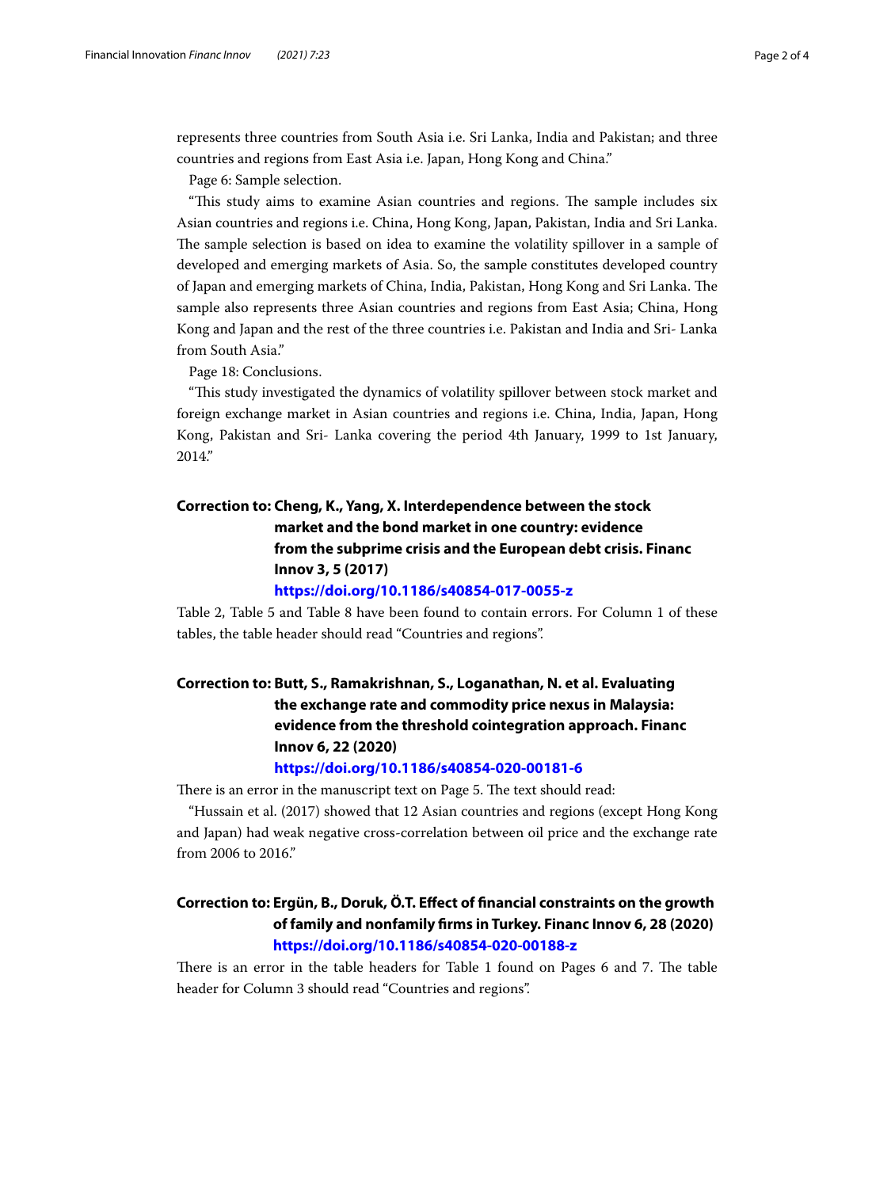represents three countries from South Asia i.e. Sri Lanka, India and Pakistan; and three countries and regions from East Asia i.e. Japan, Hong Kong and China."

Page 6: Sample selection.

"This study aims to examine Asian countries and regions. The sample includes six Asian countries and regions i.e. China, Hong Kong, Japan, Pakistan, India and Sri Lanka. The sample selection is based on idea to examine the volatility spillover in a sample of developed and emerging markets of Asia. So, the sample constitutes developed country of Japan and emerging markets of China, India, Pakistan, Hong Kong and Sri Lanka. The sample also represents three Asian countries and regions from East Asia; China, Hong Kong and Japan and the rest of the three countries i.e. Pakistan and India and Sri- Lanka from South Asia."

Page 18: Conclusions.

"This study investigated the dynamics of volatility spillover between stock market and foreign exchange market in Asian countries and regions i.e. China, India, Japan, Hong Kong, Pakistan and Sri- Lanka covering the period 4th January, 1999 to 1st January, 2014."

## Correction to: Cheng, K., Yang, X. Interdependence between the stock market and the bond market in one country: evidence from the subprime crisis and the European debt crisis. Financ Innov 3, 5 (2017) https://doi.org/10.1186/s40854-017-0055-z

Table 2, Table 5 and Table 8 have been found to contain errors. For Column 1 of these tables, the table header should read "Countries and regions".

## Correction to: Butt, S., Ramakrishnan, S., Loganathan, N. et al. Evaluating the exchange rate and commodity price nexus in Malaysia: evidence from the threshold cointegration approach. Financ Innov 6, 22 (2020) https://doi.org/10.1186/s40854-020-00181-6

There is an error in the manuscript text on Page 5. The text should read:

"Hussain et al. (2017) showed that 12 Asian countries and regions (except Hong Kong and Japan) had weak negative cross-correlation between oil price and the exchange rate from 2006 to 2016."

## Correction to: Ergün, B., Doruk, Ö.T. Effect of financial constraints on the growth of family and nonfamily firms in Turkey. Financ Innov 6, 28 (2020) https://doi.org/10.1186/s40854-020-00188-z

There is an error in the table headers for Table 1 found on Pages 6 and 7. The table header for Column 3 should read "Countries and regions".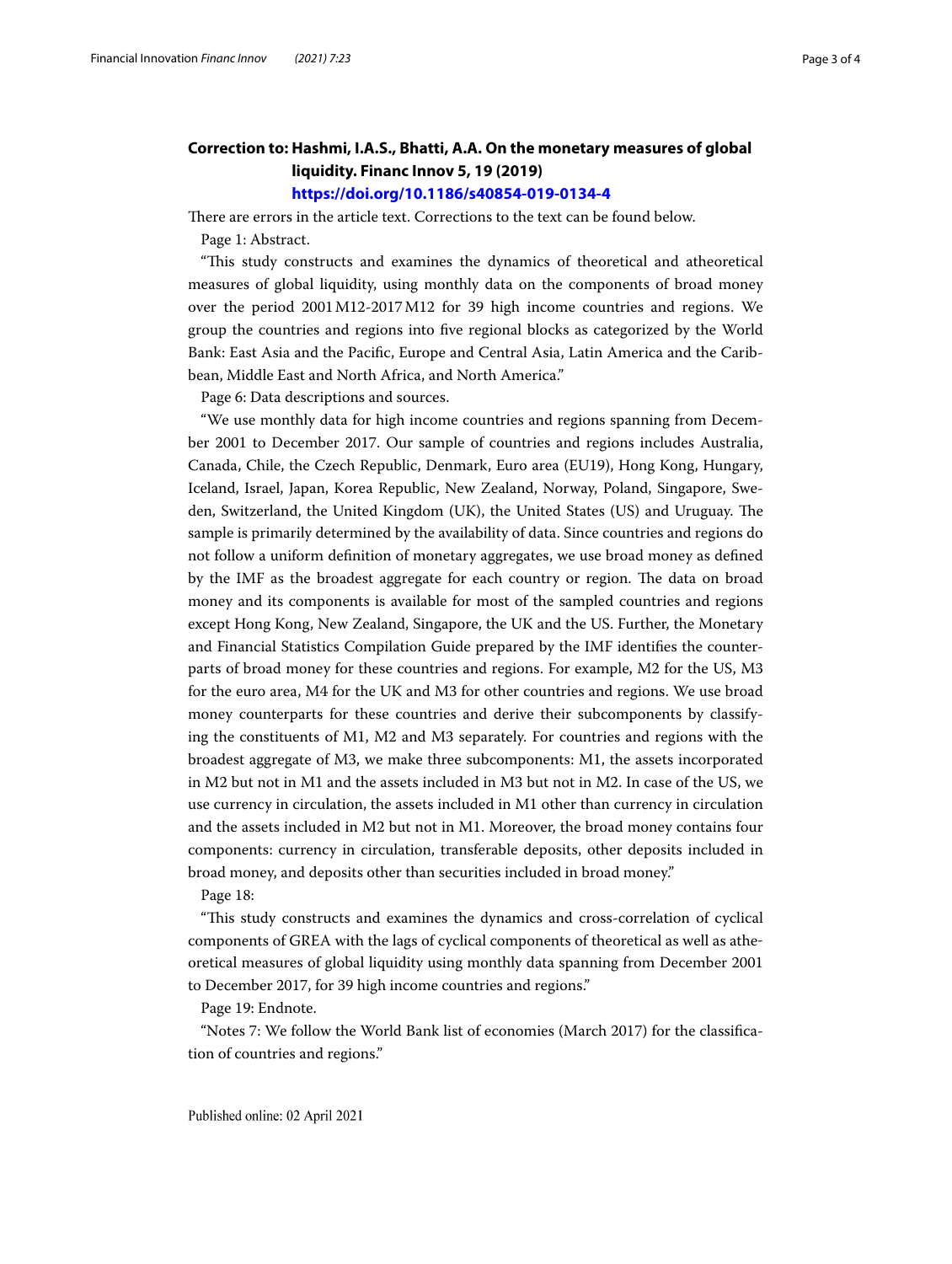## Correction to: Hashmi, I.A.S., Bhatti, A.A. On the monetary measures of global liquidity. Financ Innov 5, 19 (2019) https://doi.org/10.1186/s40854-019-0134-4

There are errors in the article text. Corrections to the text can be found below.

Page 1: Abstract.

"This study constructs and examines the dynamics of theoretical and atheoretical measures of global liquidity, using monthly data on the components of broad money over the period 2001 M12-2017 M12 for 39 high income countries and regions. We group the countries and regions into five regional blocks as categorized by the World Bank: East Asia and the Pacific, Europe and Central Asia, Latin America and the Caribbean, Middle East and North Africa, and North America."

Page 6: Data descriptions and sources.

"We use monthly data for high income countries and regions spanning from December 2001 to December 2017. Our sample of countries and regions includes Australia, Canada, Chile, the Czech Republic, Denmark, Euro area (EU19), Hong Kong, Hungary, Iceland, Israel, Japan, Korea Republic, New Zealand, Norway, Poland, Singapore, Sweden, Switzerland, the United Kingdom (UK), the United States (US) and Uruguay. The sample is primarily determined by the availability of data. Since countries and regions do not follow a uniform definition of monetary aggregates, we use broad money as defined by the IMF as the broadest aggregate for each country or region. The data on broad money and its components is available for most of the sampled countries and regions except Hong Kong, New Zealand, Singapore, the UK and the US. Further, the Monetary and Financial Statistics Compilation Guide prepared by the IMF identifies the counterparts of broad money for these countries and regions. For example, M2 for the US, M3 for the euro area, M4 for the UK and M3 for other countries and regions. We use broad money counterparts for these countries and derive their subcomponents by classifying the constituents of M1, M2 and M3 separately. For countries and regions with the broadest aggregate of M3, we make three subcomponents: M1, the assets incorporated in M2 but not in M1 and the assets included in M3 but not in M2. In case of the US, we use currency in circulation, the assets included in M1 other than currency in circulation and the assets included in M2 but not in M1. Moreover, the broad money contains four components: currency in circulation, transferable deposits, other deposits included in broad money, and deposits other than securities included in broad money."

Page 18:

"This study constructs and examines the dynamics and cross-correlation of cyclical components of GREA with the lags of cyclical components of theoretical as well as atheoretical measures of global liquidity using monthly data spanning from December 2001 to December 2017, for 39 high income countries and regions."

Page 19: Endnote.

"Notes 7: We follow the World Bank list of economies (March 2017) for the classification of countries and regions."

Published online: 02 April 2021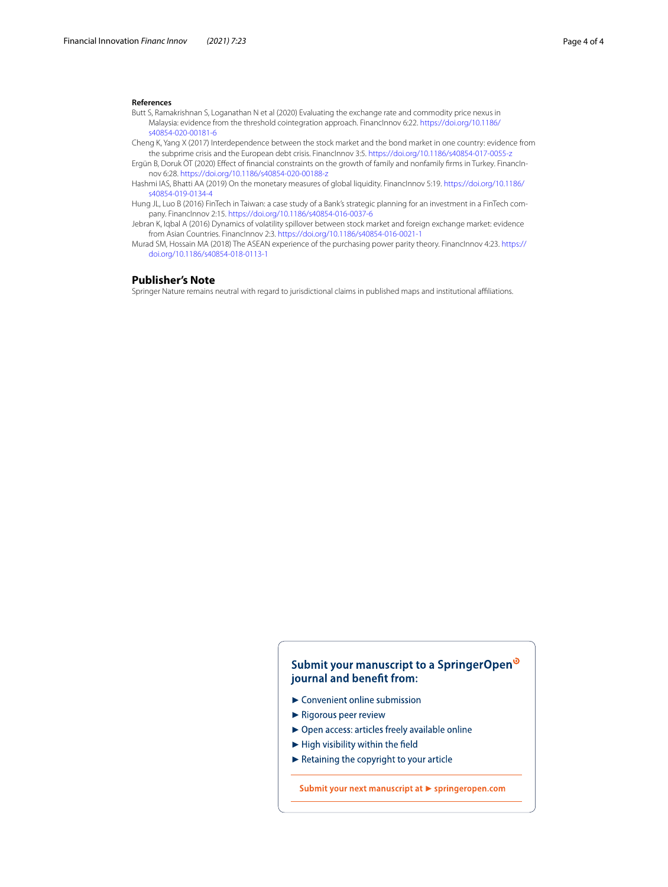### References

Butt S, Ramakrishnan S, Loganathan N et al (2020) Evaluating the exchange rate and commodity price nexus in Malaysia: evidence from the threshold cointegration approach. FinancInnov 6:22. https://doi.org/10.1186/s40854-020-00181-6

Cheng K, Yang X (2017) Interdependence between the stock market and the bond market in one country: evidence from the subprime crisis and the European debt crisis. FinancInnov 3:5. https://doi.org/10.1186/s40854-017-0055-z

Ergün B, Doruk ÖT (2020) Effect of financial constraints on the growth of family and nonfamily firms in Turkey. FinancInnov 6:28. https://doi.org/10.1186/s40854-020-00188-z

Hashmi IAS, Bhatti AA (2019) On the monetary measures of global liquidity. FinancInnov 5:19. https://doi.org/10.1186/s40854-019-0134-4

Hung JL, Luo B (2016) FinTech in Taiwan: a case study of a Bank's strategic planning for an investment in a FinTech company. FinancInnov 2:15. https://doi.org/10.1186/s40854-016-0037-6

Jebran K, Iqbal A (2016) Dynamics of volatility spillover between stock market and foreign exchange market: evidence from Asian Countries. FinancInnov 2:3. https://doi.org/10.1186/s40854-016-0021-1

Murad SM, Hossain MA (2018) The ASEAN experience of the purchasing power parity theory. FinancInnov 4:23. https://doi.org/10.1186/s40854-018-0113-1

## Publisher's Note

Springer Nature remains neutral with regard to jurisdictional claims in published maps and institutional affiliations.

**Submit your manuscript to a SpringerOpen journal and benefit from:**

- ► Convenient online submission
- ► Rigorous peer review
- ► Open access: articles freely available online
- ► High visibility within the field
- ► Retaining the copyright to your article

**Submit your next manuscript at ► springeropen.com**